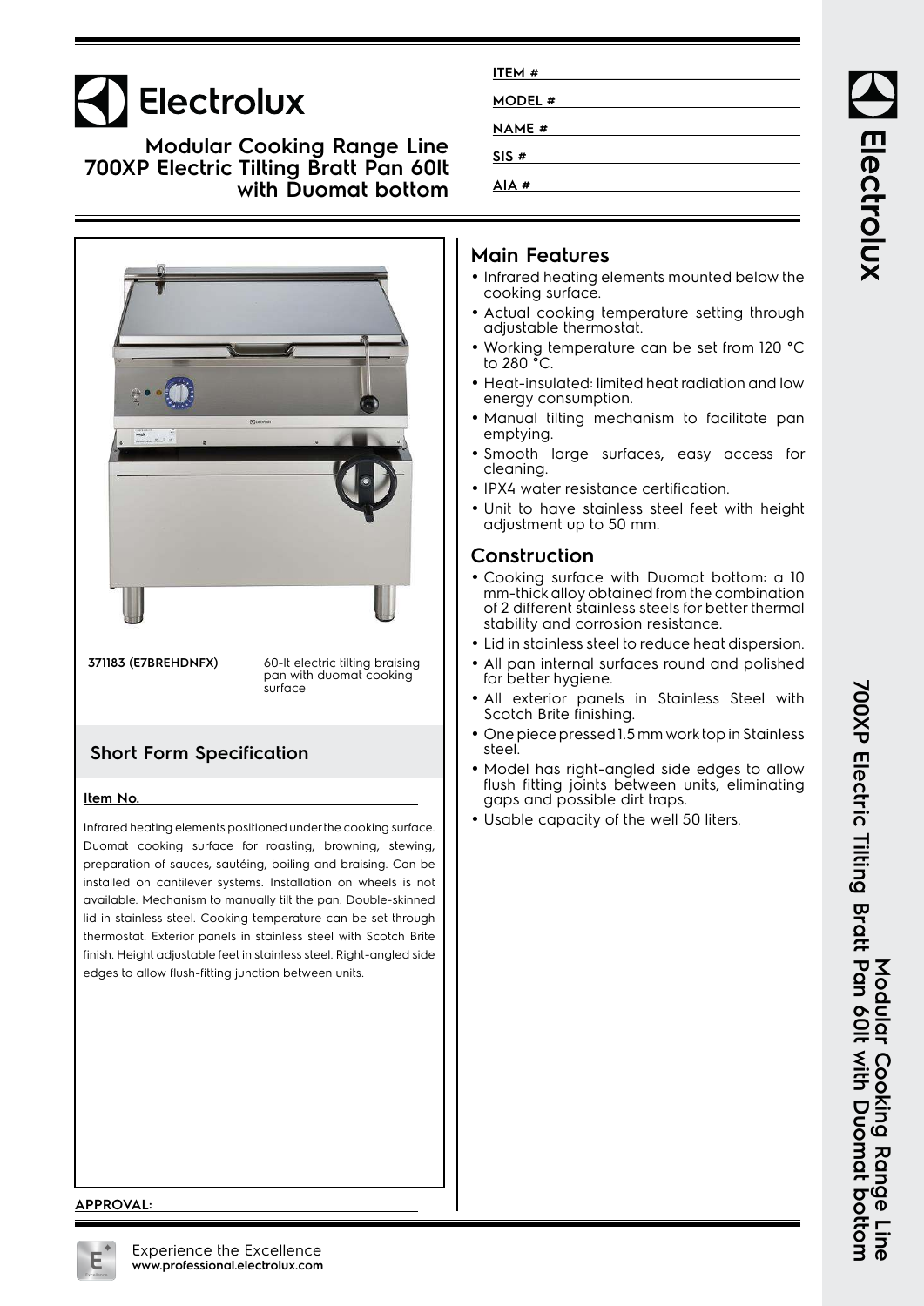# Electrolux

## Modular Cooking Range Line 700XP Electric Tilting Bratt Pan 60lt with Duomat bottom

ITEM #

MODEL #

NAME #

SIS #

AIA #

**371183 (E7BREHDNFX)** 60-lt electric tilting braising pan with duomat cooking surface

## Short Form Specification

**Item No.**

Infrared heating elements positioned under the cooking surface. Duomat cooking surface for roasting, browning, stewing, preparation of sauces, sautéing, boiling and braising. Can be installed on cantilever systems. Installation on wheels is not available. Mechanism to manually tilt the pan. Double-skinned lid in stainless steel. Cooking temperature can be set through thermostat. Exterior panels in stainless steel with Scotch Brite finish. Height adjustable feet in stainless steel. Right-angled side edges to allow flush-fitting junction between units.

## Main Features

- Infrared heating elements mounted below the cooking surface.
- Actual cooking temperature setting through adjustable thermostat.
- Working temperature can be set from 120 °C to 280 °C.
- Heat-insulated: limited heat radiation and low energy consumption.
- Manual tilting mechanism to facilitate pan emptying.
- Smooth large surfaces, easy access for cleaning.
- IPX4 water resistance certification.
- Unit to have stainless steel feet with height adjustment up to 50 mm.

## Construction

- Cooking surface with Duomat bottom: a 10 mm-thick alloy obtained from the combination of 2 different stainless steels for better thermal stability and corrosion resistance.
- Lid in stainless steel to reduce heat dispersion.
- All pan internal surfaces round and polished for better hygiene.
- All exterior panels in Stainless Steel with Scotch Brite finishing.
- One piece pressed 1.5 mm work top in Stainless steel.
- Model has right-angled side edges to allow flush fitting joints between units, eliminating gaps and possible dirt traps.
- Usable capacity of the well 50 liters.

**APPROVAL:**

Experience the Excellence
**www.professional.electrolux.com**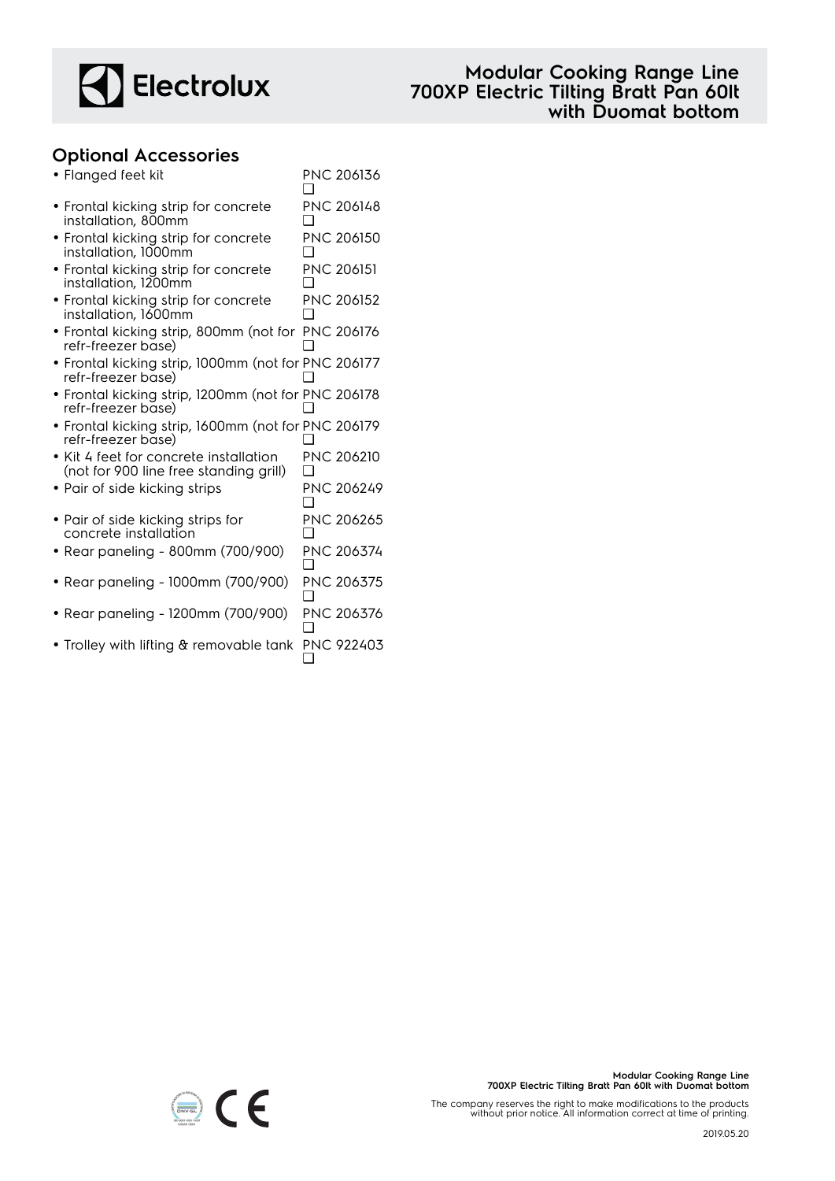## Optional Accessories

- Flanged feet kit PNC 206136 ❑
- Frontal kicking strip for concrete installation, 800mm PNC 206148 ❑
- Frontal kicking strip for concrete installation, 1000mm PNC 206150 ❑
- Frontal kicking strip for concrete installation, 1200mm PNC 206151 ❑
- Frontal kicking strip for concrete installation, 1600mm PNC 206152 ❑
- Frontal kicking strip, 800mm (not for refr-freezer base) PNC 206176 ❑
- Frontal kicking strip, 1000mm (not for refr-freezer base) PNC 206177 ❑
- Frontal kicking strip, 1200mm (not for refr-freezer base) PNC 206178 ❑
- Frontal kicking strip, 1600mm (not for refr-freezer base) PNC 206179 ❑
- Kit 4 feet for concrete installation (not for 900 line free standing grill) PNC 206210 ❑
- Pair of side kicking strips PNC 206249 ❑
- Pair of side kicking strips for concrete installation PNC 206265 ❑
- Rear paneling - 800mm (700/900) PNC 206374 ❑
- Rear paneling - 1000mm (700/900) PNC 206375 ❑
- Rear paneling - 1200mm (700/900) PNC 206376 ❑
- Trolley with lifting & removable tank PNC 922403 ❑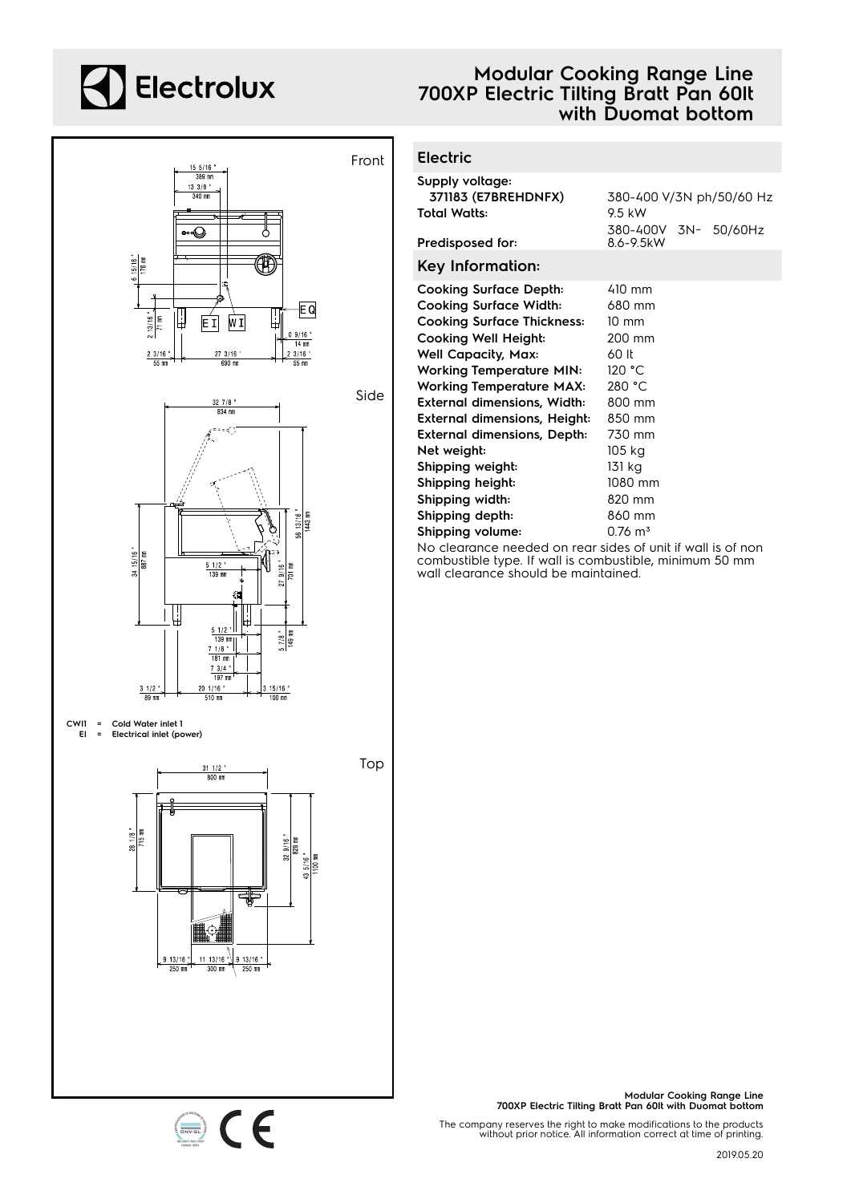# Modular Cooking Range Line 700XP Electric Tilting Bratt Pan 60lt with Duomat bottom

Front

Side

CWI1 = Cold Water inlet 1
EI = Electrical inlet (power)

Top

## Electric

| | |
|---|---|
| **Supply voltage:** | |
| **371183 (E7BREHDNFX)** | 380-400 V/3N ph/50/60 Hz |
| **Total Watts:** | 9.5 kW |
| **Predisposed for:** | 380-400V 3N~ 50/60Hz 8.6-9.5kW |

## Key Information:

| | |
|---|---|
| **Cooking Surface Depth:** | 410 mm |
| **Cooking Surface Width:** | 680 mm |
| **Cooking Surface Thickness:** | 10 mm |
| **Cooking Well Height:** | 200 mm |
| **Well Capacity, Max:** | 60 lt |
| **Working Temperature MIN:** | 120 °C |
| **Working Temperature MAX:** | 280 °C |
| **External dimensions, Width:** | 800 mm |
| **External dimensions, Height:** | 850 mm |
| **External dimensions, Depth:** | 730 mm |
| **Net weight:** | 105 kg |
| **Shipping weight:** | 131 kg |
| **Shipping height:** | 1080 mm |
| **Shipping width:** | 820 mm |
| **Shipping depth:** | 860 mm |
| **Shipping volume:** | 0.76 m³ |

No clearance needed on rear sides of unit if wall is of non combustible type. If wall is combustible, minimum 50 mm wall clearance should be maintained.

The company reserves the right to make modifications to the products without prior notice. All information correct at time of printing.

2019.05.20